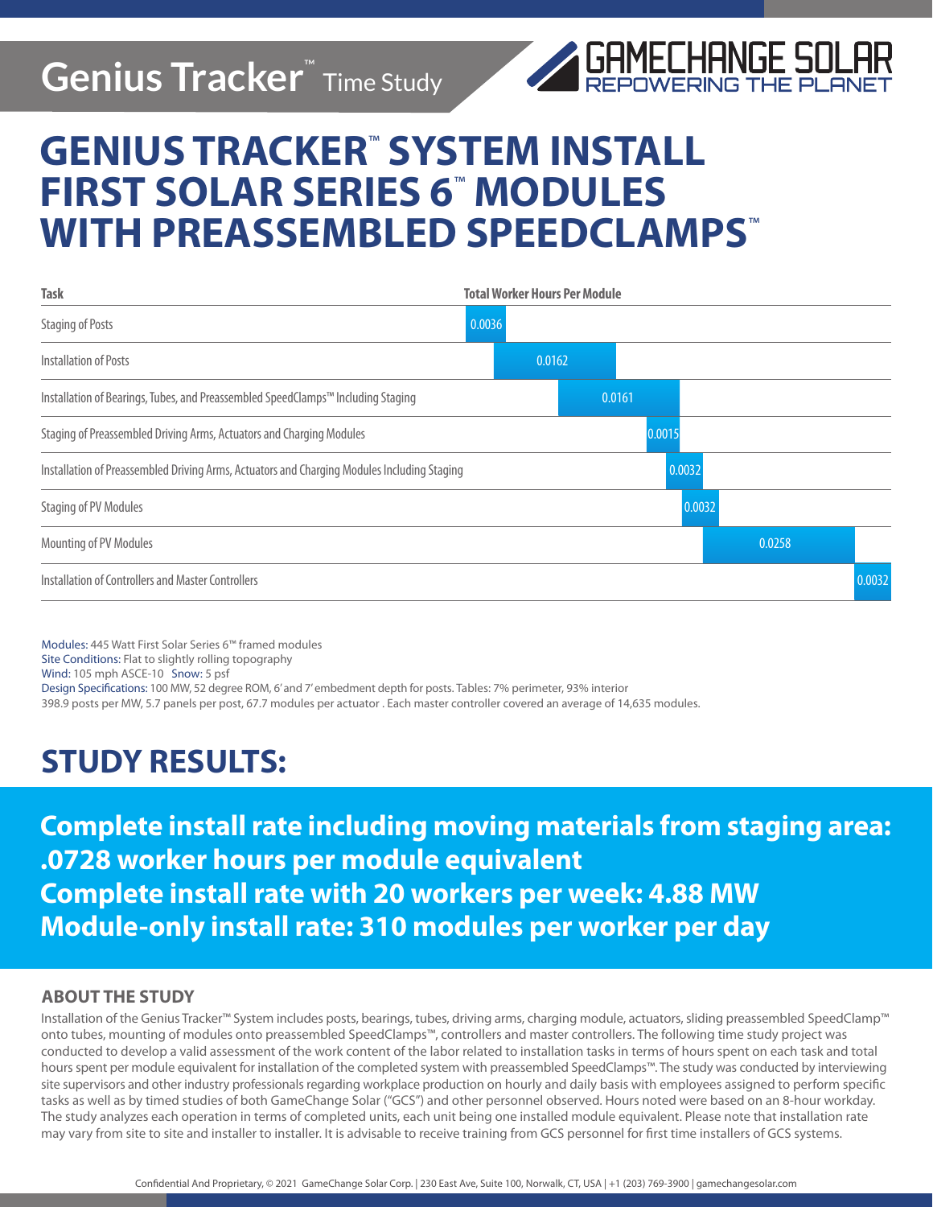Genius Tracker™ Time Study

GAMECHANGE SOLAR
REPOWERING THE PLANET

# GENIUS TRACKER™ SYSTEM INSTALL FIRST SOLAR SERIES 6™ MODULES WITH PREASSEMBLED SPEEDCLAMPS™

| Task | Total Worker Hours Per Module |
|---|---|
| Staging of Posts | 0.0036 |
| Installation of Posts | 0.0162 |
| Installation of Bearings, Tubes, and Preassembled SpeedClamps™ Including Staging | 0.0161 |
| Staging of Preassembled Driving Arms, Actuators and Charging Modules | 0.0015 |
| Installation of Preassembled Driving Arms, Actuators and Charging Modules Including Staging | 0.0032 |
| Staging of PV Modules | 0.0032 |
| Mounting of PV Modules | 0.0258 |
| Installation of Controllers and Master Controllers | 0.0032 |

Modules: 445 Watt First Solar Series 6™ framed modules
Site Conditions: Flat to slightly rolling topography
Wind: 105 mph ASCE-10 Snow: 5 psf
Design Specifications: 100 MW, 52 degree ROM, 6' and 7' embedment depth for posts. Tables: 7% perimeter, 93% interior
398.9 posts per MW, 5.7 panels per post, 67.7 modules per actuator . Each master controller covered an average of 14,635 modules.

## STUDY RESULTS:

**Complete install rate including moving materials from staging area: .0728 worker hours per module equivalent**
**Complete install rate with 20 workers per week: 4.88 MW**
**Module-only install rate: 310 modules per worker per day**

### ABOUT THE STUDY

Installation of the Genius Tracker™ System includes posts, bearings, tubes, driving arms, charging module, actuators, sliding preassembled SpeedClamp™ onto tubes, mounting of modules onto preassembled SpeedClamps™, controllers and master controllers. The following time study project was conducted to develop a valid assessment of the work content of the labor related to installation tasks in terms of hours spent on each task and total hours spent per module equivalent for installation of the completed system with preassembled SpeedClamps™. The study was conducted by interviewing site supervisors and other industry professionals regarding workplace production on hourly and daily basis with employees assigned to perform specific tasks as well as by timed studies of both GameChange Solar ("GCS") and other personnel observed. Hours noted were based on an 8-hour workday. The study analyzes each operation in terms of completed units, each unit being one installed module equivalent. Please note that installation rate may vary from site to site and installer to installer. It is advisable to receive training from GCS personnel for first time installers of GCS systems.

Confidential And Proprietary, © 2021 GameChange Solar Corp. | 230 East Ave, Suite 100, Norwalk, CT, USA | +1 (203) 769-3900 | gamechangesolar.com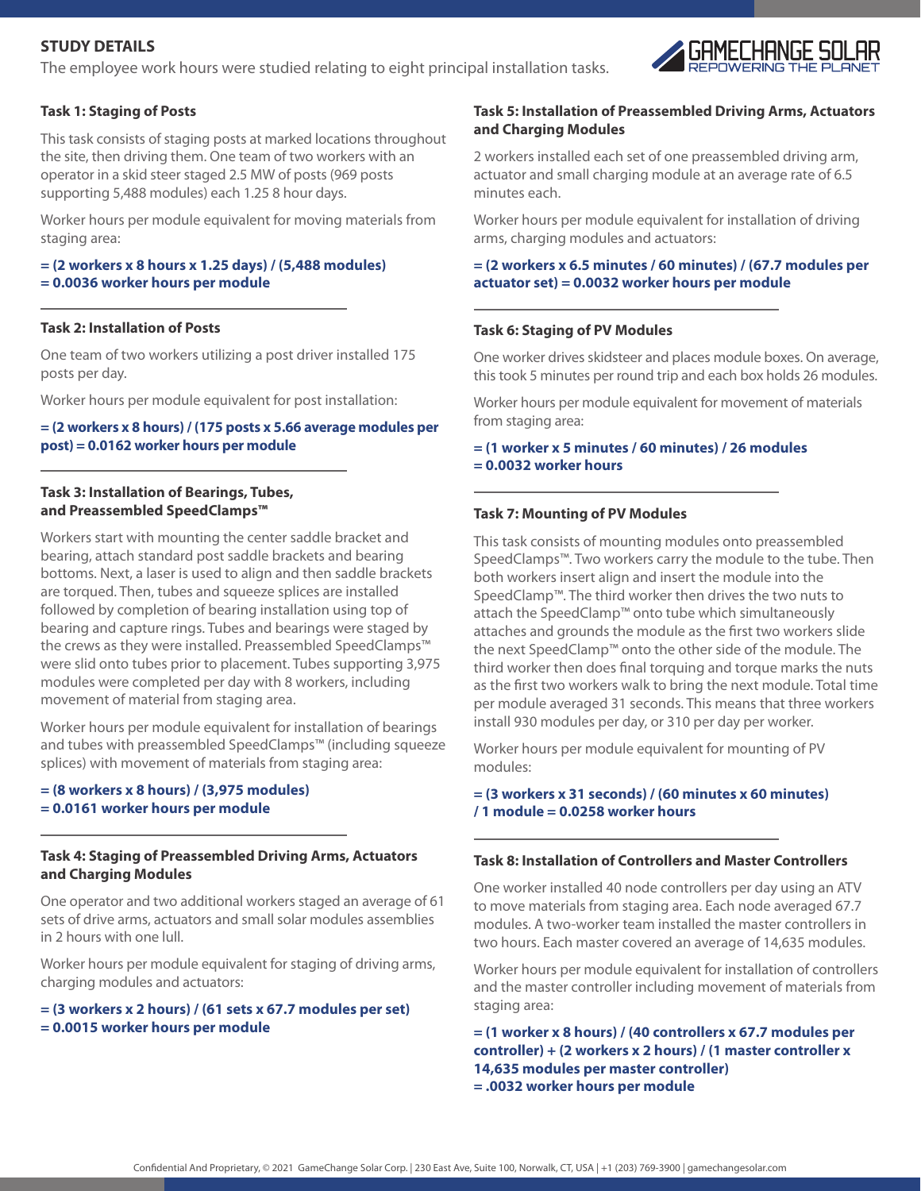## STUDY DETAILS

The employee work hours were studied relating to eight principal installation tasks.

### Task 1: Staging of Posts

This task consists of staging posts at marked locations throughout the site, then driving them. One team of two workers with an operator in a skid steer staged 2.5 MW of posts (969 posts supporting 5,488 modules) each 1.25 8 hour days.

Worker hours per module equivalent for moving materials from staging area:

**= (2 workers x 8 hours x 1.25 days) / (5,488 modules)**
**= 0.0036 worker hours per module**

### Task 2: Installation of Posts

One team of two workers utilizing a post driver installed 175 posts per day.

Worker hours per module equivalent for post installation:

**= (2 workers x 8 hours) / (175 posts x 5.66 average modules per post) = 0.0162 worker hours per module**

### Task 3: Installation of Bearings, Tubes, and Preassembled SpeedClamps™

Workers start with mounting the center saddle bracket and bearing, attach standard post saddle brackets and bearing bottoms. Next, a laser is used to align and then saddle brackets are torqued. Then, tubes and squeeze splices are installed followed by completion of bearing installation using top of bearing and capture rings. Tubes and bearings were staged by the crews as they were installed. Preassembled SpeedClamps™ were slid onto tubes prior to placement. Tubes supporting 3,975 modules were completed per day with 8 workers, including movement of material from staging area.

Worker hours per module equivalent for installation of bearings and tubes with preassembled SpeedClamps™ (including squeeze splices) with movement of materials from staging area:

**= (8 workers x 8 hours) / (3,975 modules)**
**= 0.0161 worker hours per module**

### Task 4: Staging of Preassembled Driving Arms, Actuators and Charging Modules

One operator and two additional workers staged an average of 61 sets of drive arms, actuators and small solar modules assemblies in 2 hours with one lull.

Worker hours per module equivalent for staging of driving arms, charging modules and actuators:

**= (3 workers x 2 hours) / (61 sets x 67.7 modules per set)**
**= 0.0015 worker hours per module**

### Task 5: Installation of Preassembled Driving Arms, Actuators and Charging Modules

2 workers installed each set of one preassembled driving arm, actuator and small charging module at an average rate of 6.5 minutes each.

Worker hours per module equivalent for installation of driving arms, charging modules and actuators:

**= (2 workers x 6.5 minutes / 60 minutes) / (67.7 modules per actuator set) = 0.0032 worker hours per module**

### Task 6: Staging of PV Modules

One worker drives skidsteer and places module boxes. On average, this took 5 minutes per round trip and each box holds 26 modules.

Worker hours per module equivalent for movement of materials from staging area:

**= (1 worker x 5 minutes / 60 minutes) / 26 modules**
**= 0.0032 worker hours**

### Task 7: Mounting of PV Modules

This task consists of mounting modules onto preassembled SpeedClamps™. Two workers carry the module to the tube. Then both workers insert align and insert the module into the SpeedClamp™. The third worker then drives the two nuts to attach the SpeedClamp™ onto tube which simultaneously attaches and grounds the module as the first two workers slide the next SpeedClamp™ onto the other side of the module. The third worker then does final torquing and torque marks the nuts as the first two workers walk to bring the next module. Total time per module averaged 31 seconds. This means that three workers install 930 modules per day, or 310 per day per worker.

Worker hours per module equivalent for mounting of PV modules:

**= (3 workers x 31 seconds) / (60 minutes x 60 minutes) / 1 module = 0.0258 worker hours**

### Task 8: Installation of Controllers and Master Controllers

One worker installed 40 node controllers per day using an ATV to move materials from staging area. Each node averaged 67.7 modules. A two-worker team installed the master controllers in two hours. Each master covered an average of 14,635 modules.

Worker hours per module equivalent for installation of controllers and the master controller including movement of materials from staging area:

**= (1 worker x 8 hours) / (40 controllers x 67.7 modules per controller) + (2 workers x 2 hours) / (1 master controller x 14,635 modules per master controller)**
**= .0032 worker hours per module**